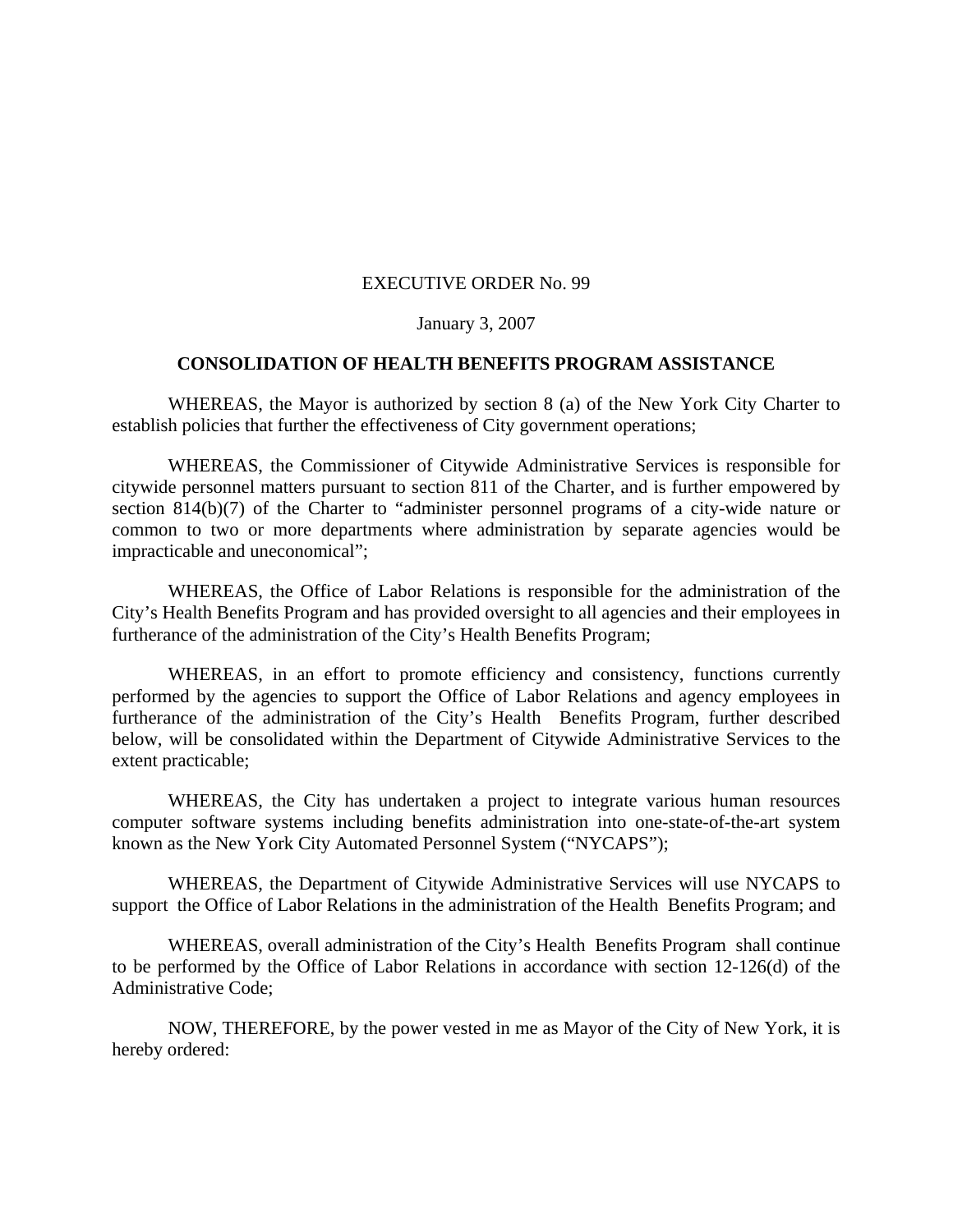EXECUTIVE ORDER No. 99

January 3, 2007

**CONSOLIDATION OF HEALTH BENEFITS PROGRAM ASSISTANCE**

WHEREAS, the Mayor is authorized by section 8 (a) of the New York City Charter to establish policies that further the effectiveness of City government operations;

WHEREAS, the Commissioner of Citywide Administrative Services is responsible for citywide personnel matters pursuant to section 811 of the Charter, and is further empowered by section 814(b)(7) of the Charter to "administer personnel programs of a city-wide nature or common to two or more departments where administration by separate agencies would be impracticable and uneconomical";

WHEREAS, the Office of Labor Relations is responsible for the administration of the City's Health Benefits Program and has provided oversight to all agencies and their employees in furtherance of the administration of the City's Health Benefits Program;

WHEREAS, in an effort to promote efficiency and consistency, functions currently performed by the agencies to support the Office of Labor Relations and agency employees in furtherance of the administration of the City's Health Benefits Program, further described below, will be consolidated within the Department of Citywide Administrative Services to the extent practicable;

WHEREAS, the City has undertaken a project to integrate various human resources computer software systems including benefits administration into one-state-of-the-art system known as the New York City Automated Personnel System ("NYCAPS");

WHEREAS, the Department of Citywide Administrative Services will use NYCAPS to support the Office of Labor Relations in the administration of the Health Benefits Program; and

WHEREAS, overall administration of the City's Health Benefits Program shall continue to be performed by the Office of Labor Relations in accordance with section 12-126(d) of the Administrative Code;

NOW, THEREFORE, by the power vested in me as Mayor of the City of New York, it is hereby ordered: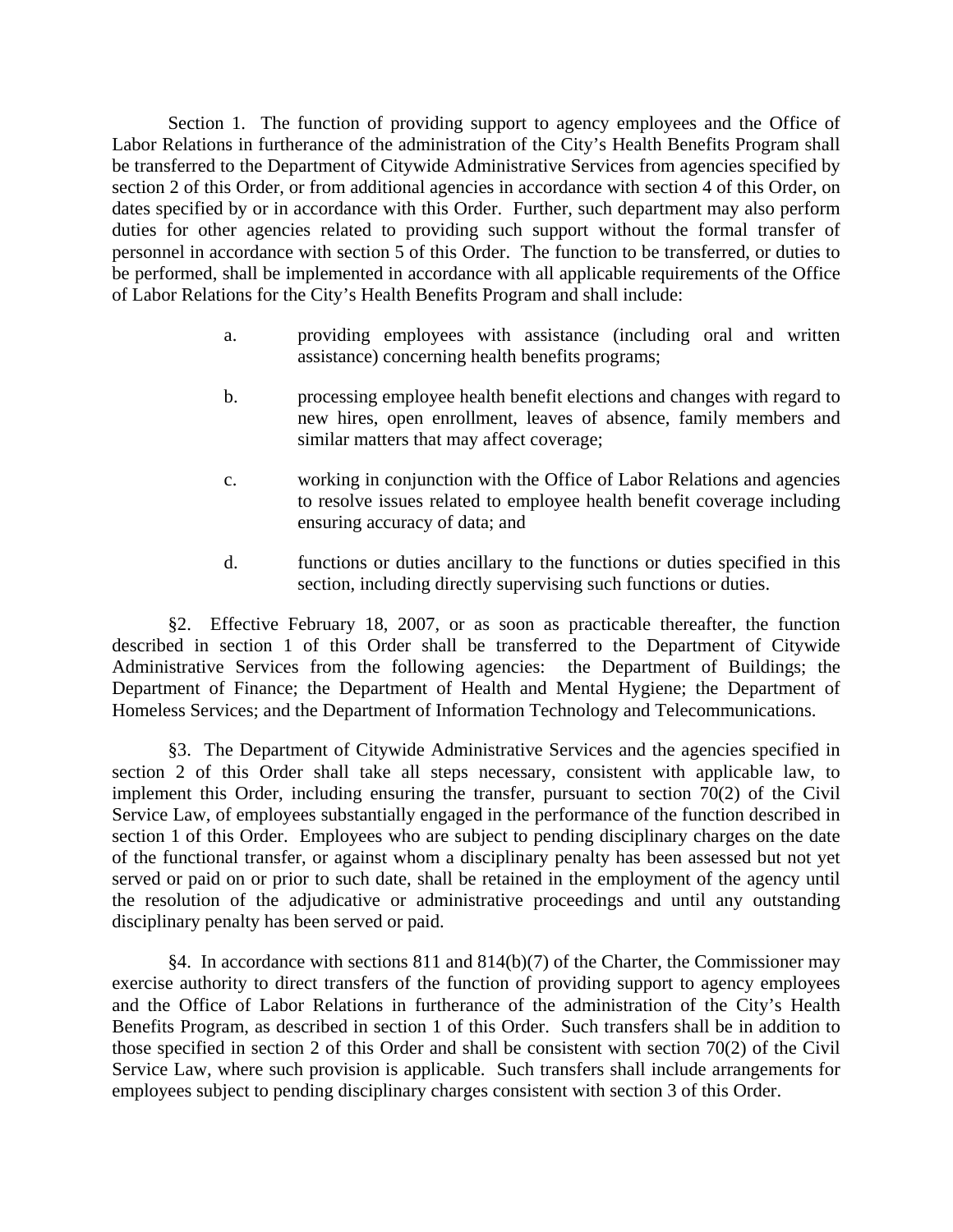Section 1. The function of providing support to agency employees and the Office of Labor Relations in furtherance of the administration of the City's Health Benefits Program shall be transferred to the Department of Citywide Administrative Services from agencies specified by section 2 of this Order, or from additional agencies in accordance with section 4 of this Order, on dates specified by or in accordance with this Order. Further, such department may also perform duties for other agencies related to providing such support without the formal transfer of personnel in accordance with section 5 of this Order. The function to be transferred, or duties to be performed, shall be implemented in accordance with all applicable requirements of the Office of Labor Relations for the City's Health Benefits Program and shall include:

a. providing employees with assistance (including oral and written assistance) concerning health benefits programs;

b. processing employee health benefit elections and changes with regard to new hires, open enrollment, leaves of absence, family members and similar matters that may affect coverage;

c. working in conjunction with the Office of Labor Relations and agencies to resolve issues related to employee health benefit coverage including ensuring accuracy of data; and

d. functions or duties ancillary to the functions or duties specified in this section, including directly supervising such functions or duties.

§2. Effective February 18, 2007, or as soon as practicable thereafter, the function described in section 1 of this Order shall be transferred to the Department of Citywide Administrative Services from the following agencies: the Department of Buildings; the Department of Finance; the Department of Health and Mental Hygiene; the Department of Homeless Services; and the Department of Information Technology and Telecommunications.

§3. The Department of Citywide Administrative Services and the agencies specified in section 2 of this Order shall take all steps necessary, consistent with applicable law, to implement this Order, including ensuring the transfer, pursuant to section 70(2) of the Civil Service Law, of employees substantially engaged in the performance of the function described in section 1 of this Order. Employees who are subject to pending disciplinary charges on the date of the functional transfer, or against whom a disciplinary penalty has been assessed but not yet served or paid on or prior to such date, shall be retained in the employment of the agency until the resolution of the adjudicative or administrative proceedings and until any outstanding disciplinary penalty has been served or paid.

§4. In accordance with sections 811 and 814(b)(7) of the Charter, the Commissioner may exercise authority to direct transfers of the function of providing support to agency employees and the Office of Labor Relations in furtherance of the administration of the City's Health Benefits Program, as described in section 1 of this Order. Such transfers shall be in addition to those specified in section 2 of this Order and shall be consistent with section 70(2) of the Civil Service Law, where such provision is applicable. Such transfers shall include arrangements for employees subject to pending disciplinary charges consistent with section 3 of this Order.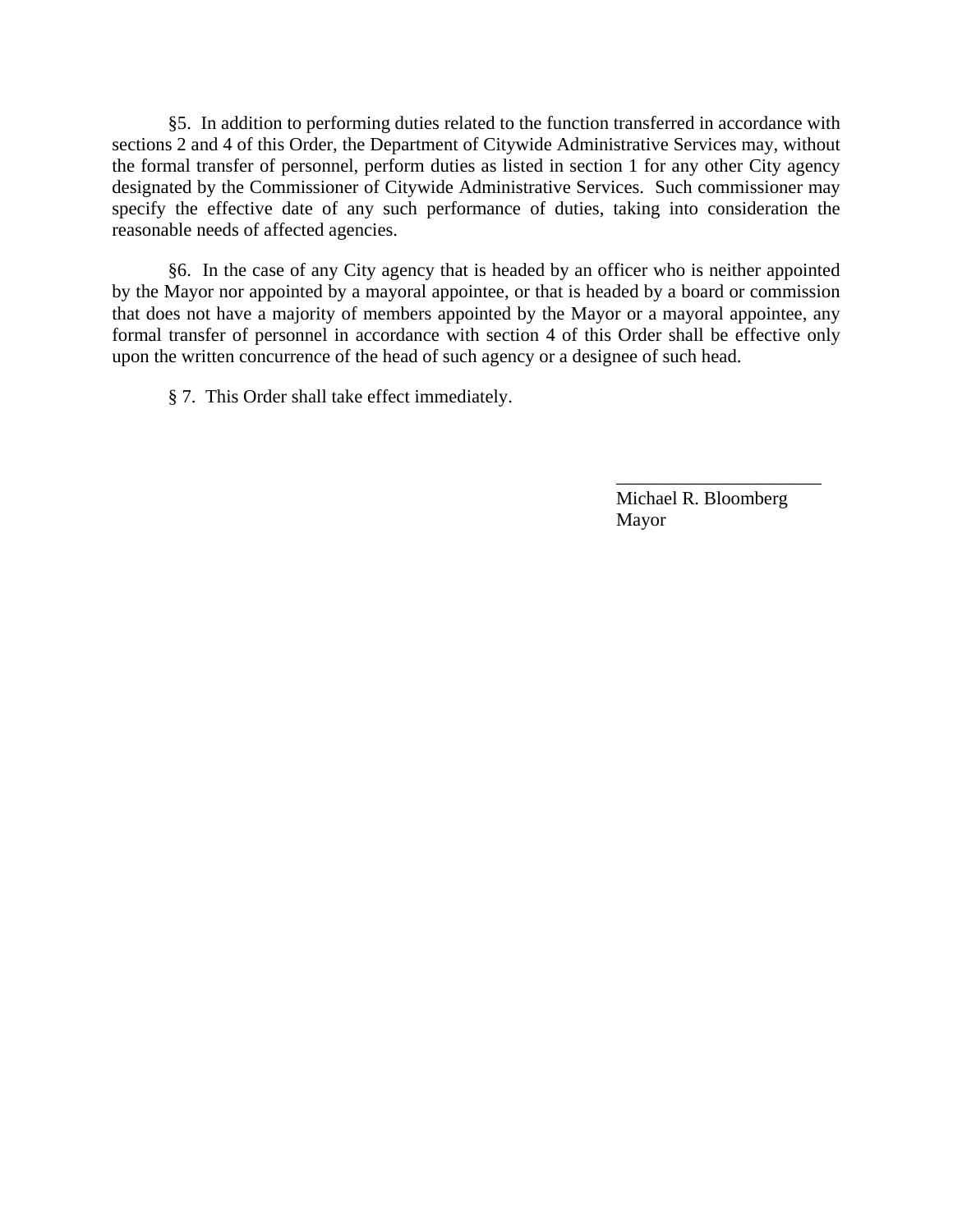§5. In addition to performing duties related to the function transferred in accordance with sections 2 and 4 of this Order, the Department of Citywide Administrative Services may, without the formal transfer of personnel, perform duties as listed in section 1 for any other City agency designated by the Commissioner of Citywide Administrative Services. Such commissioner may specify the effective date of any such performance of duties, taking into consideration the reasonable needs of affected agencies.

§6. In the case of any City agency that is headed by an officer who is neither appointed by the Mayor nor appointed by a mayoral appointee, or that is headed by a board or commission that does not have a majority of members appointed by the Mayor or a mayoral appointee, any formal transfer of personnel in accordance with section 4 of this Order shall be effective only upon the written concurrence of the head of such agency or a designee of such head.

§ 7. This Order shall take effect immediately.

\_\_\_\_\_\_\_\_\_\_\_\_\_\_\_\_\_\_\_\_\_\_\_\_

Michael R. Bloomberg
Mayor